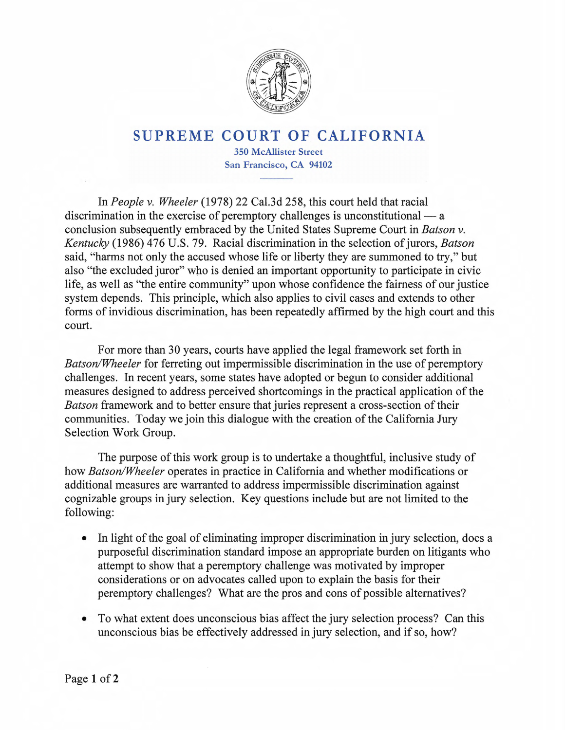# SUPREME COURT OF CALIFORNIA

350 McAllister Street
San Francisco, CA 94102

In *People v. Wheeler* (1978) 22 Cal.3d 258, this court held that racial discrimination in the exercise of peremptory challenges is unconstitutional — a conclusion subsequently embraced by the United States Supreme Court in *Batson v. Kentucky* (1986) 476 U.S. 79. Racial discrimination in the selection of jurors, *Batson* said, "harms not only the accused whose life or liberty they are summoned to try," but also "the excluded juror" who is denied an important opportunity to participate in civic life, as well as "the entire community" upon whose confidence the fairness of our justice system depends. This principle, which also applies to civil cases and extends to other forms of invidious discrimination, has been repeatedly affirmed by the high court and this court.

For more than 30 years, courts have applied the legal framework set forth in *Batson/Wheeler* for ferreting out impermissible discrimination in the use of peremptory challenges. In recent years, some states have adopted or begun to consider additional measures designed to address perceived shortcomings in the practical application of the *Batson* framework and to better ensure that juries represent a cross-section of their communities. Today we join this dialogue with the creation of the California Jury Selection Work Group.

The purpose of this work group is to undertake a thoughtful, inclusive study of how *Batson/Wheeler* operates in practice in California and whether modifications or additional measures are warranted to address impermissible discrimination against cognizable groups in jury selection. Key questions include but are not limited to the following:

- In light of the goal of eliminating improper discrimination in jury selection, does a purposeful discrimination standard impose an appropriate burden on litigants who attempt to show that a peremptory challenge was motivated by improper considerations or on advocates called upon to explain the basis for their peremptory challenges? What are the pros and cons of possible alternatives?
- To what extent does unconscious bias affect the jury selection process? Can this unconscious bias be effectively addressed in jury selection, and if so, how?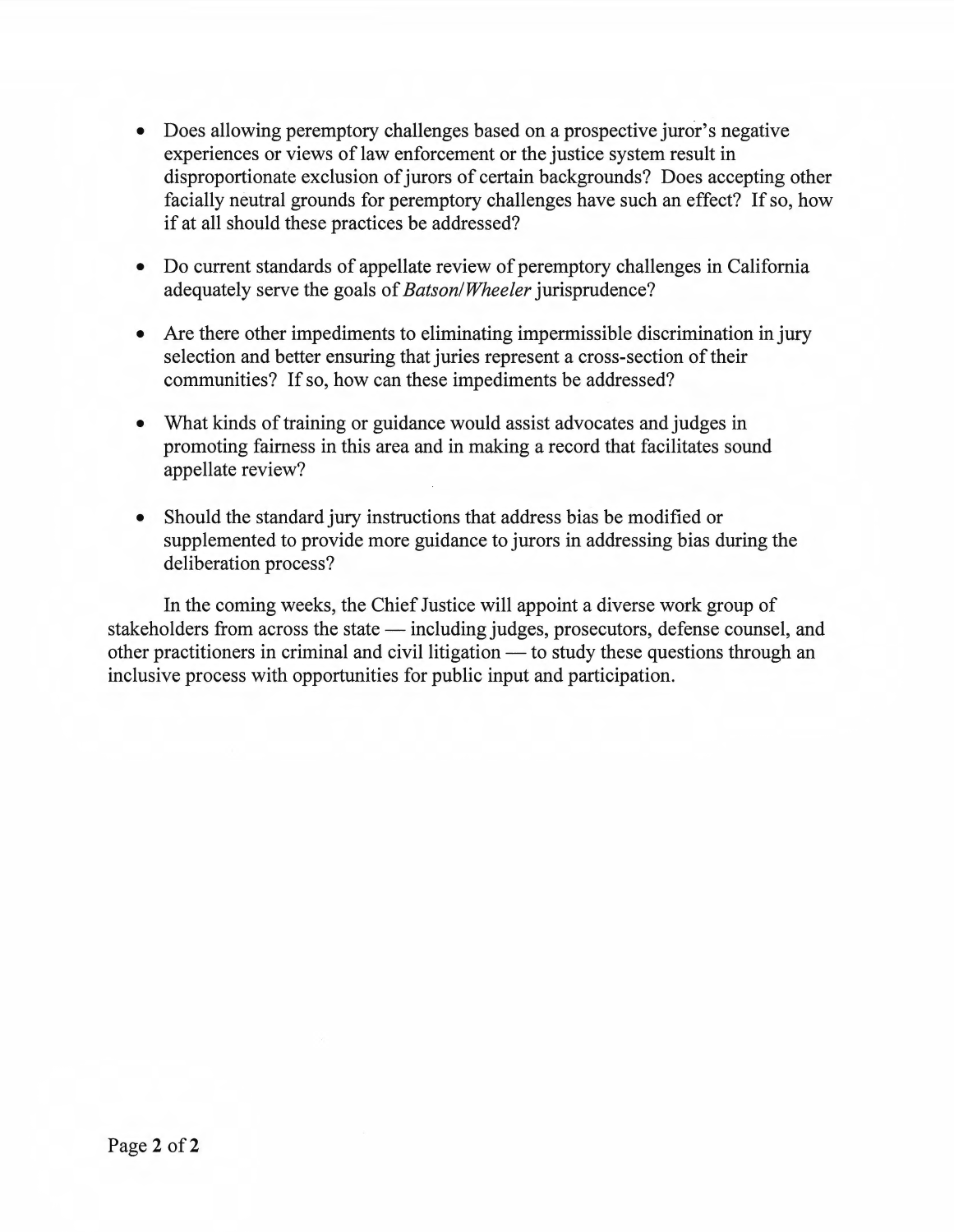- Does allowing peremptory challenges based on a prospective juror's negative experiences or views of law enforcement or the justice system result in disproportionate exclusion of jurors of certain backgrounds? Does accepting other facially neutral grounds for peremptory challenges have such an effect? If so, how if at all should these practices be addressed?

- Do current standards of appellate review of peremptory challenges in California adequately serve the goals of *Batson/Wheeler* jurisprudence?

- Are there other impediments to eliminating impermissible discrimination in jury selection and better ensuring that juries represent a cross-section of their communities? If so, how can these impediments be addressed?

- What kinds of training or guidance would assist advocates and judges in promoting fairness in this area and in making a record that facilitates sound appellate review?

- Should the standard jury instructions that address bias be modified or supplemented to provide more guidance to jurors in addressing bias during the deliberation process?

In the coming weeks, the Chief Justice will appoint a diverse work group of stakeholders from across the state — including judges, prosecutors, defense counsel, and other practitioners in criminal and civil litigation — to study these questions through an inclusive process with opportunities for public input and participation.